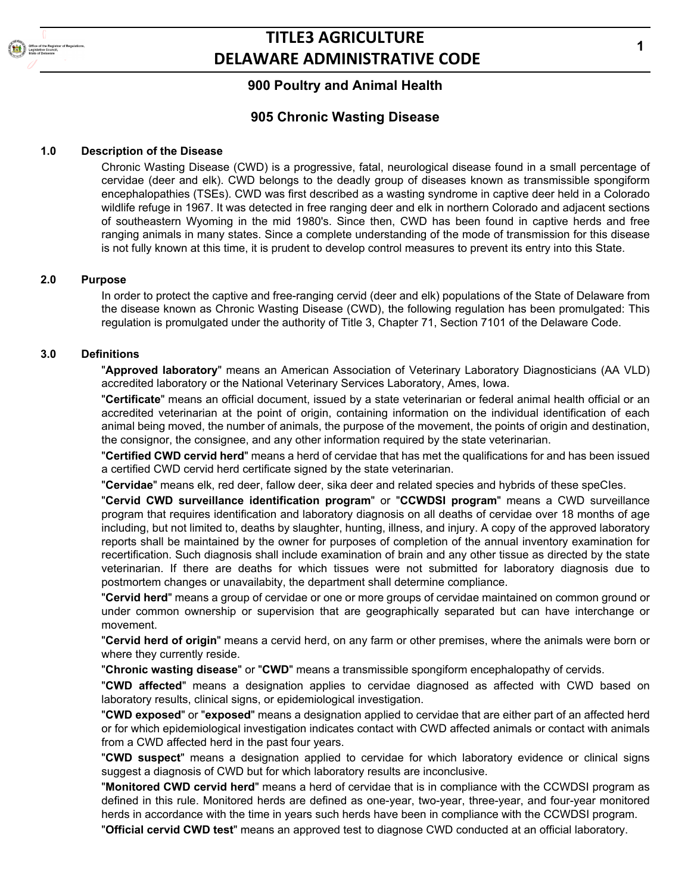# TITLE3 AGRICULTURE
# DELAWARE ADMINISTRATIVE CODE

## 900 Poultry and Animal Health

## 905 Chronic Wasting Disease

### 1.0 Description of the Disease

Chronic Wasting Disease (CWD) is a progressive, fatal, neurological disease found in a small percentage of cervidae (deer and elk). CWD belongs to the deadly group of diseases known as transmissible spongiform encephalopathies (TSEs). CWD was first described as a wasting syndrome in captive deer held in a Colorado wildlife refuge in 1967. It was detected in free ranging deer and elk in northern Colorado and adjacent sections of southeastern Wyoming in the mid 1980's. Since then, CWD has been found in captive herds and free ranging animals in many states. Since a complete understanding of the mode of transmission for this disease is not fully known at this time, it is prudent to develop control measures to prevent its entry into this State.

### 2.0 Purpose

In order to protect the captive and free-ranging cervid (deer and elk) populations of the State of Delaware from the disease known as Chronic Wasting Disease (CWD), the following regulation has been promulgated: This regulation is promulgated under the authority of Title 3, Chapter 71, Section 7101 of the Delaware Code.

### 3.0 Definitions

"**Approved laboratory**" means an American Association of Veterinary Laboratory Diagnosticians (AA VLD) accredited laboratory or the National Veterinary Services Laboratory, Ames, Iowa.

"**Certificate**" means an official document, issued by a state veterinarian or federal animal health official or an accredited veterinarian at the point of origin, containing information on the individual identification of each animal being moved, the number of animals, the purpose of the movement, the points of origin and destination, the consignor, the consignee, and any other information required by the state veterinarian.

"**Certified CWD cervid herd**" means a herd of cervidae that has met the qualifications for and has been issued a certified CWD cervid herd certificate signed by the state veterinarian.

"**Cervidae**" means elk, red deer, fallow deer, sika deer and related species and hybrids of these speCIes.

"**Cervid CWD surveillance identification program**" or "**CCWDSI program**" means a CWD surveillance program that requires identification and laboratory diagnosis on all deaths of cervidae over 18 months of age including, but not limited to, deaths by slaughter, hunting, illness, and injury. A copy of the approved laboratory reports shall be maintained by the owner for purposes of completion of the annual inventory examination for recertification. Such diagnosis shall include examination of brain and any other tissue as directed by the state veterinarian. If there are deaths for which tissues were not submitted for laboratory diagnosis due to postmortem changes or unavailabity, the department shall determine compliance.

"**Cervid herd**" means a group of cervidae or one or more groups of cervidae maintained on common ground or under common ownership or supervision that are geographically separated but can have interchange or movement.

"**Cervid herd of origin**" means a cervid herd, on any farm or other premises, where the animals were born or where they currently reside.

"**Chronic wasting disease**" or "**CWD**" means a transmissible spongiform encephalopathy of cervids.

"**CWD affected**" means a designation applies to cervidae diagnosed as affected with CWD based on laboratory results, clinical signs, or epidemiological investigation.

"**CWD exposed**" or "**exposed**" means a designation applied to cervidae that are either part of an affected herd or for which epidemiological investigation indicates contact with CWD affected animals or contact with animals from a CWD affected herd in the past four years.

"**CWD suspect**" means a designation applied to cervidae for which laboratory evidence or clinical signs suggest a diagnosis of CWD but for which laboratory results are inconclusive.

"**Monitored CWD cervid herd**" means a herd of cervidae that is in compliance with the CCWDSI program as defined in this rule. Monitored herds are defined as one-year, two-year, three-year, and four-year monitored herds in accordance with the time in years such herds have been in compliance with the CCWDSI program.

"**Official cervid CWD test**" means an approved test to diagnose CWD conducted at an official laboratory.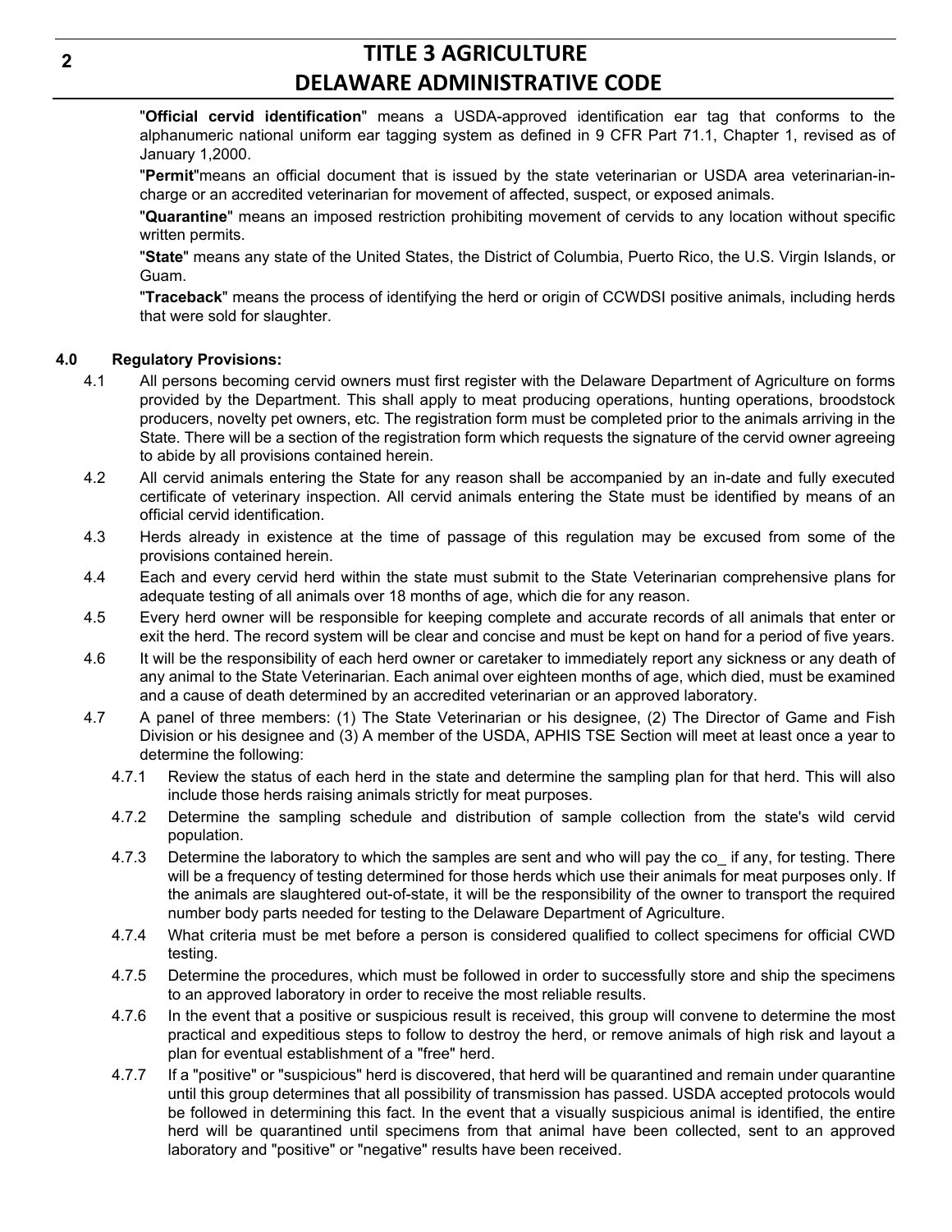"**Official cervid identification**" means a USDA-approved identification ear tag that conforms to the alphanumeric national uniform ear tagging system as defined in 9 CFR Part 71.1, Chapter 1, revised as of January 1,2000.

"**Permit**"means an official document that is issued by the state veterinarian or USDA area veterinarian-in-charge or an accredited veterinarian for movement of affected, suspect, or exposed animals.

"**Quarantine**" means an imposed restriction prohibiting movement of cervids to any location without specific written permits.

"**State**" means any state of the United States, the District of Columbia, Puerto Rico, the U.S. Virgin Islands, or Guam.

"**Traceback**" means the process of identifying the herd or origin of CCWDSI positive animals, including herds that were sold for slaughter.

**4.0 Regulatory Provisions:**

4.1 All persons becoming cervid owners must first register with the Delaware Department of Agriculture on forms provided by the Department. This shall apply to meat producing operations, hunting operations, broodstock producers, novelty pet owners, etc. The registration form must be completed prior to the animals arriving in the State. There will be a section of the registration form which requests the signature of the cervid owner agreeing to abide by all provisions contained herein.

4.2 All cervid animals entering the State for any reason shall be accompanied by an in-date and fully executed certificate of veterinary inspection. All cervid animals entering the State must be identified by means of an official cervid identification.

4.3 Herds already in existence at the time of passage of this regulation may be excused from some of the provisions contained herein.

4.4 Each and every cervid herd within the state must submit to the State Veterinarian comprehensive plans for adequate testing of all animals over 18 months of age, which die for any reason.

4.5 Every herd owner will be responsible for keeping complete and accurate records of all animals that enter or exit the herd. The record system will be clear and concise and must be kept on hand for a period of five years.

4.6 It will be the responsibility of each herd owner or caretaker to immediately report any sickness or any death of any animal to the State Veterinarian. Each animal over eighteen months of age, which died, must be examined and a cause of death determined by an accredited veterinarian or an approved laboratory.

4.7 A panel of three members: (1) The State Veterinarian or his designee, (2) The Director of Game and Fish Division or his designee and (3) A member of the USDA, APHIS TSE Section will meet at least once a year to determine the following:

4.7.1 Review the status of each herd in the state and determine the sampling plan for that herd. This will also include those herds raising animals strictly for meat purposes.

4.7.2 Determine the sampling schedule and distribution of sample collection from the state's wild cervid population.

4.7.3 Determine the laboratory to which the samples are sent and who will pay the co_ if any, for testing. There will be a frequency of testing determined for those herds which use their animals for meat purposes only. If the animals are slaughtered out-of-state, it will be the responsibility of the owner to transport the required number body parts needed for testing to the Delaware Department of Agriculture.

4.7.4 What criteria must be met before a person is considered qualified to collect specimens for official CWD testing.

4.7.5 Determine the procedures, which must be followed in order to successfully store and ship the specimens to an approved laboratory in order to receive the most reliable results.

4.7.6 In the event that a positive or suspicious result is received, this group will convene to determine the most practical and expeditious steps to follow to destroy the herd, or remove animals of high risk and layout a plan for eventual establishment of a "free" herd.

4.7.7 If a "positive" or "suspicious" herd is discovered, that herd will be quarantined and remain under quarantine until this group determines that all possibility of transmission has passed. USDA accepted protocols would be followed in determining this fact. In the event that a visually suspicious animal is identified, the entire herd will be quarantined until specimens from that animal have been collected, sent to an approved laboratory and "positive" or "negative" results have been received.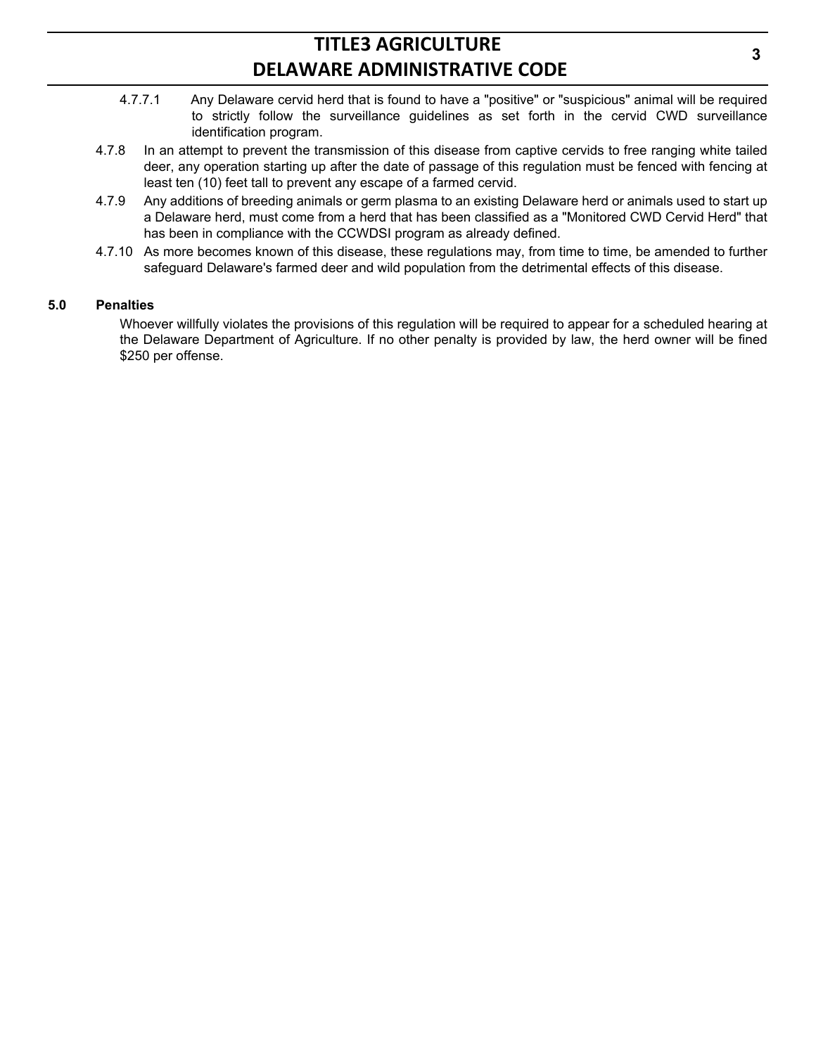4.7.7.1 Any Delaware cervid herd that is found to have a "positive" or "suspicious" animal will be required to strictly follow the surveillance guidelines as set forth in the cervid CWD surveillance identification program.

4.7.8 In an attempt to prevent the transmission of this disease from captive cervids to free ranging white tailed deer, any operation starting up after the date of passage of this regulation must be fenced with fencing at least ten (10) feet tall to prevent any escape of a farmed cervid.

4.7.9 Any additions of breeding animals or germ plasma to an existing Delaware herd or animals used to start up a Delaware herd, must come from a herd that has been classified as a "Monitored CWD Cervid Herd" that has been in compliance with the CCWDSI program as already defined.

4.7.10 As more becomes known of this disease, these regulations may, from time to time, be amended to further safeguard Delaware's farmed deer and wild population from the detrimental effects of this disease.

## 5.0 Penalties

Whoever willfully violates the provisions of this regulation will be required to appear for a scheduled hearing at the Delaware Department of Agriculture. If no other penalty is provided by law, the herd owner will be fined $250 per offense.